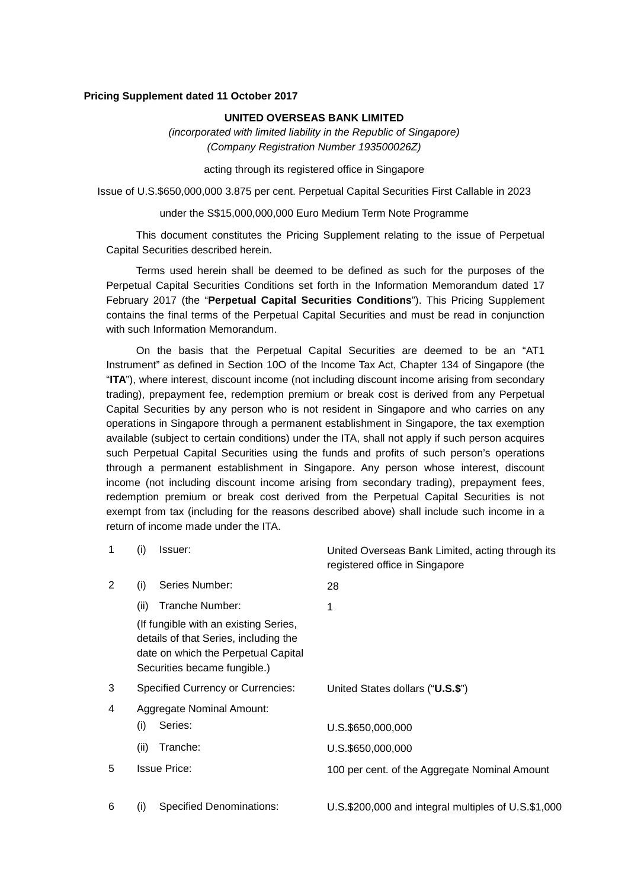**Pricing Supplement dated 11 October 2017**

**UNITED OVERSEAS BANK LIMITED**

*(incorporated with limited liability in the Republic of Singapore)*
*(Company Registration Number 193500026Z)*

acting through its registered office in Singapore

Issue of U.S.$650,000,000 3.875 per cent. Perpetual Capital Securities First Callable in 2023

under the S$15,000,000,000 Euro Medium Term Note Programme

This document constitutes the Pricing Supplement relating to the issue of Perpetual Capital Securities described herein.

Terms used herein shall be deemed to be defined as such for the purposes of the Perpetual Capital Securities Conditions set forth in the Information Memorandum dated 17 February 2017 (the "**Perpetual Capital Securities Conditions**"). This Pricing Supplement contains the final terms of the Perpetual Capital Securities and must be read in conjunction with such Information Memorandum.

On the basis that the Perpetual Capital Securities are deemed to be an "AT1 Instrument" as defined in Section 10O of the Income Tax Act, Chapter 134 of Singapore (the "**ITA**"), where interest, discount income (not including discount income arising from secondary trading), prepayment fee, redemption premium or break cost is derived from any Perpetual Capital Securities by any person who is not resident in Singapore and who carries on any operations in Singapore through a permanent establishment in Singapore, the tax exemption available (subject to certain conditions) under the ITA, shall not apply if such person acquires such Perpetual Capital Securities using the funds and profits of such person's operations through a permanent establishment in Singapore. Any person whose interest, discount income (not including discount income arising from secondary trading), prepayment fees, redemption premium or break cost derived from the Perpetual Capital Securities is not exempt from tax (including for the reasons described above) shall include such income in a return of income made under the ITA.

| | | | |
|---|---|---|---|
| 1 | (i) | Issuer: | United Overseas Bank Limited, acting through its registered office in Singapore |
| 2 | (i) | Series Number: | 28 |
| | (ii) | Tranche Number: | 1 |
| | | (If fungible with an existing Series, details of that Series, including the date on which the Perpetual Capital Securities became fungible.) | |
| 3 | | Specified Currency or Currencies: | United States dollars ("**U.S.$**") |
| 4 | | Aggregate Nominal Amount: | |
| | (i) | Series: | U.S.$650,000,000 |
| | (ii) | Tranche: | U.S.$650,000,000 |
| 5 | | Issue Price: | 100 per cent. of the Aggregate Nominal Amount |
| 6 | (i) | Specified Denominations: | U.S.$200,000 and integral multiples of U.S.$1,000 |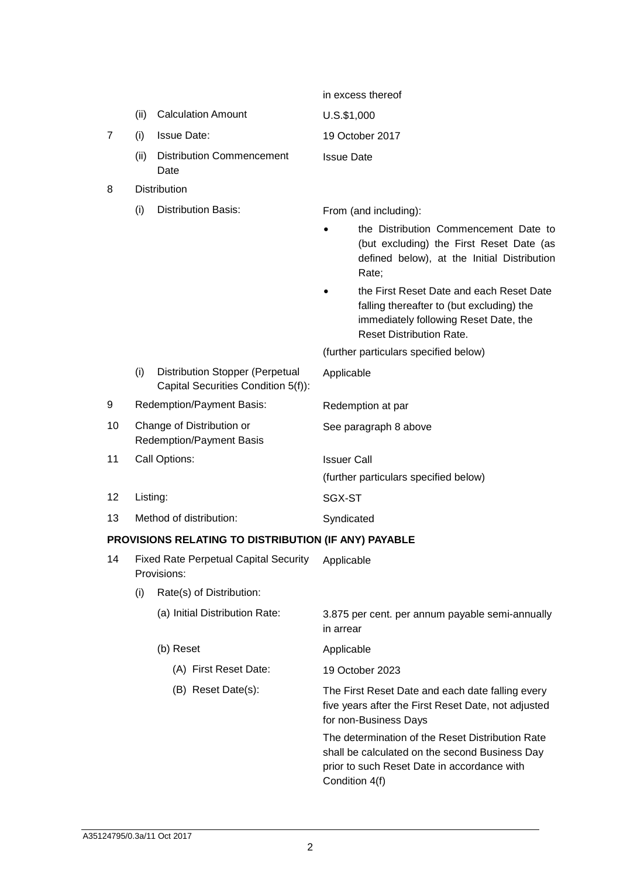| | | | |
|---|---|---|---|
| | | | in excess thereof |
| | (ii) | Calculation Amount | U.S.$1,000 |
| 7 | (i) | Issue Date: | 19 October 2017 |
| | (ii) | Distribution Commencement Date | Issue Date |
| 8 | Distribution | | |
| | (i) | Distribution Basis: | From (and including):<br>• the Distribution Commencement Date to (but excluding) the First Reset Date (as defined below), at the Initial Distribution Rate;<br>• the First Reset Date and each Reset Date falling thereafter to (but excluding) the immediately following Reset Date, the Reset Distribution Rate.<br>(further particulars specified below) |
| | (i) | Distribution Stopper (Perpetual Capital Securities Condition 5(f)): | Applicable |
| 9 | Redemption/Payment Basis: | | Redemption at par |
| 10 | Change of Distribution or Redemption/Payment Basis | | See paragraph 8 above |
| 11 | Call Options: | | Issuer Call<br>(further particulars specified below) |
| 12 | Listing: | | SGX-ST |
| 13 | Method of distribution: | | Syndicated |

**PROVISIONS RELATING TO DISTRIBUTION (IF ANY) PAYABLE**

| | | | |
|---|---|---|---|
| 14 | Fixed Rate Perpetual Capital Security Provisions: | | Applicable |
| | (i) | Rate(s) of Distribution: | |
| | | (a) Initial Distribution Rate: | 3.875 per cent. per annum payable semi-annually in arrear |
| | | (b) Reset | Applicable |
| | | (A) First Reset Date: | 19 October 2023 |
| | | (B) Reset Date(s): | The First Reset Date and each date falling every five years after the First Reset Date, not adjusted for non-Business Days<br>The determination of the Reset Distribution Rate shall be calculated on the second Business Day prior to such Reset Date in accordance with Condition 4(f) |

A35124795/0.3a/11 Oct 2017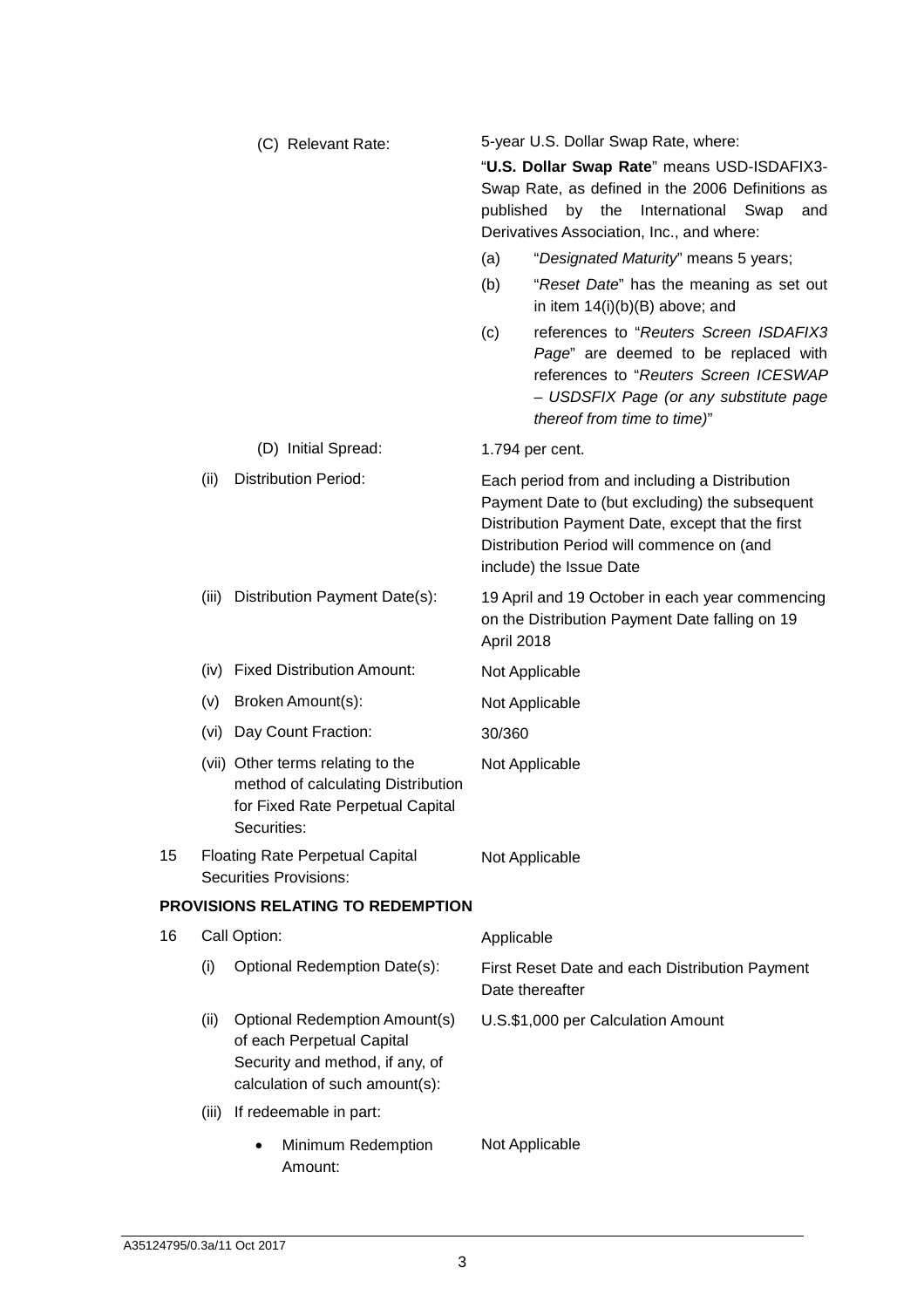| | | |
|---|---|---|
| | (C) Relevant Rate: | 5-year U.S. Dollar Swap Rate, where:<br><br>"**U.S. Dollar Swap Rate**" means USD-ISDAFIX3-Swap Rate, as defined in the 2006 Definitions as published by the International Swap and Derivatives Association, Inc., and where:<br><br>(a) "*Designated Maturity*" means 5 years;<br><br>(b) "*Reset Date*" has the meaning as set out in item 14(i)(b)(B) above; and<br><br>(c) references to "*Reuters Screen ISDAFIX3 Page*" are deemed to be replaced with references to "*Reuters Screen ICESWAP – USDSFIX Page (or any substitute page thereof from time to time)*" |
| | (D) Initial Spread: | 1.794 per cent. |
| | (ii) Distribution Period: | Each period from and including a Distribution Payment Date to (but excluding) the subsequent Distribution Payment Date, except that the first Distribution Period will commence on (and include) the Issue Date |
| | (iii) Distribution Payment Date(s): | 19 April and 19 October in each year commencing on the Distribution Payment Date falling on 19 April 2018 |
| | (iv) Fixed Distribution Amount: | Not Applicable |
| | (v) Broken Amount(s): | Not Applicable |
| | (vi) Day Count Fraction: | 30/360 |
| | (vii) Other terms relating to the method of calculating Distribution for Fixed Rate Perpetual Capital Securities: | Not Applicable |
| 15 | Floating Rate Perpetual Capital Securities Provisions: | Not Applicable |

## PROVISIONS RELATING TO REDEMPTION

| | | |
|---|---|---|
| 16 | Call Option: | Applicable |
| | (i) Optional Redemption Date(s): | First Reset Date and each Distribution Payment Date thereafter |
| | (ii) Optional Redemption Amount(s) of each Perpetual Capital Security and method, if any, of calculation of such amount(s): | U.S.$1,000 per Calculation Amount |
| | (iii) If redeemable in part: | |
| | • Minimum Redemption Amount: | Not Applicable |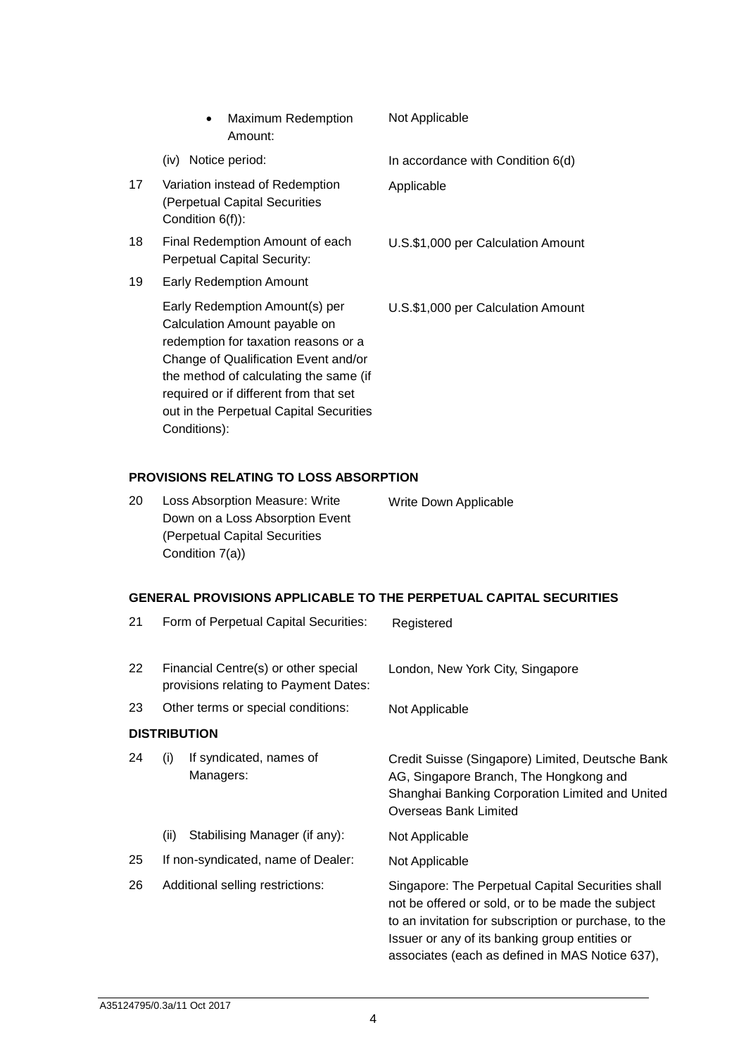| | | |
|---|---|---|
| | • Maximum Redemption Amount: | Not Applicable |
| | (iv) Notice period: | In accordance with Condition 6(d) |
| 17 | Variation instead of Redemption (Perpetual Capital Securities Condition 6(f)): | Applicable |
| 18 | Final Redemption Amount of each Perpetual Capital Security: | U.S.$1,000 per Calculation Amount |
| 19 | Early Redemption Amount | |
| | Early Redemption Amount(s) per Calculation Amount payable on redemption for taxation reasons or a Change of Qualification Event and/or the method of calculating the same (if required or if different from that set out in the Perpetual Capital Securities Conditions): | U.S.$1,000 per Calculation Amount |

**PROVISIONS RELATING TO LOSS ABSORPTION**

| | | |
|---|---|---|
| 20 | Loss Absorption Measure: Write Down on a Loss Absorption Event (Perpetual Capital Securities Condition 7(a)) | Write Down Applicable |

**GENERAL PROVISIONS APPLICABLE TO THE PERPETUAL CAPITAL SECURITIES**

| | | |
|---|---|---|
| 21 | Form of Perpetual Capital Securities: | Registered |
| 22 | Financial Centre(s) or other special provisions relating to Payment Dates: | London, New York City, Singapore |
| 23 | Other terms or special conditions: | Not Applicable |

**DISTRIBUTION**

| | | |
|---|---|---|
| 24 | (i) If syndicated, names of Managers: | Credit Suisse (Singapore) Limited, Deutsche Bank AG, Singapore Branch, The Hongkong and Shanghai Banking Corporation Limited and United Overseas Bank Limited |
| | (ii) Stabilising Manager (if any): | Not Applicable |
| 25 | If non-syndicated, name of Dealer: | Not Applicable |
| 26 | Additional selling restrictions: | Singapore: The Perpetual Capital Securities shall not be offered or sold, or to be made the subject to an invitation for subscription or purchase, to the Issuer or any of its banking group entities or associates (each as defined in MAS Notice 637), |

A35124795/0.3a/11 Oct 2017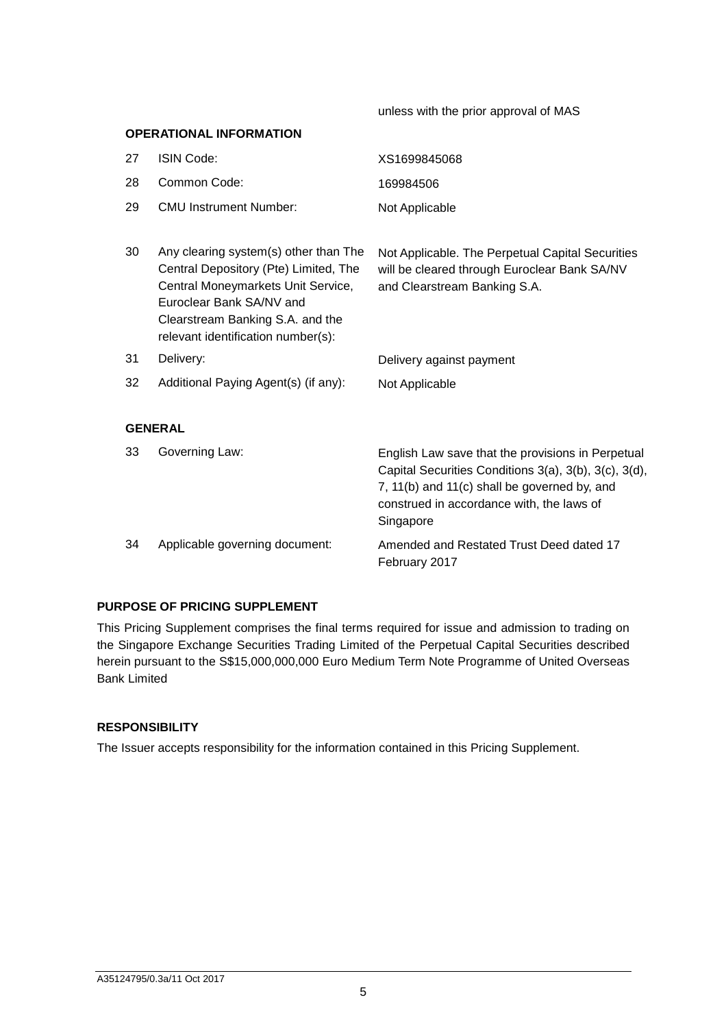| | | unless with the prior approval of MAS |
|---|---|---|

**OPERATIONAL INFORMATION**

| | | |
|---|---|---|
| 27 | ISIN Code: | XS1699845068 |
| 28 | Common Code: | 169984506 |
| 29 | CMU Instrument Number: | Not Applicable |
| 30 | Any clearing system(s) other than The Central Depository (Pte) Limited, The Central Moneymarkets Unit Service, Euroclear Bank SA/NV and Clearstream Banking S.A. and the relevant identification number(s): | Not Applicable. The Perpetual Capital Securities will be cleared through Euroclear Bank SA/NV and Clearstream Banking S.A. |
| 31 | Delivery: | Delivery against payment |
| 32 | Additional Paying Agent(s) (if any): | Not Applicable |

**GENERAL**

| | | |
|---|---|---|
| 33 | Governing Law: | English Law save that the provisions in Perpetual Capital Securities Conditions 3(a), 3(b), 3(c), 3(d), 7, 11(b) and 11(c) shall be governed by, and construed in accordance with, the laws of Singapore |
| 34 | Applicable governing document: | Amended and Restated Trust Deed dated 17 February 2017 |

**PURPOSE OF PRICING SUPPLEMENT**

This Pricing Supplement comprises the final terms required for issue and admission to trading on the Singapore Exchange Securities Trading Limited of the Perpetual Capital Securities described herein pursuant to the S$15,000,000,000 Euro Medium Term Note Programme of United Overseas Bank Limited

**RESPONSIBILITY**

The Issuer accepts responsibility for the information contained in this Pricing Supplement.

A35124795/0.3a/11 Oct 2017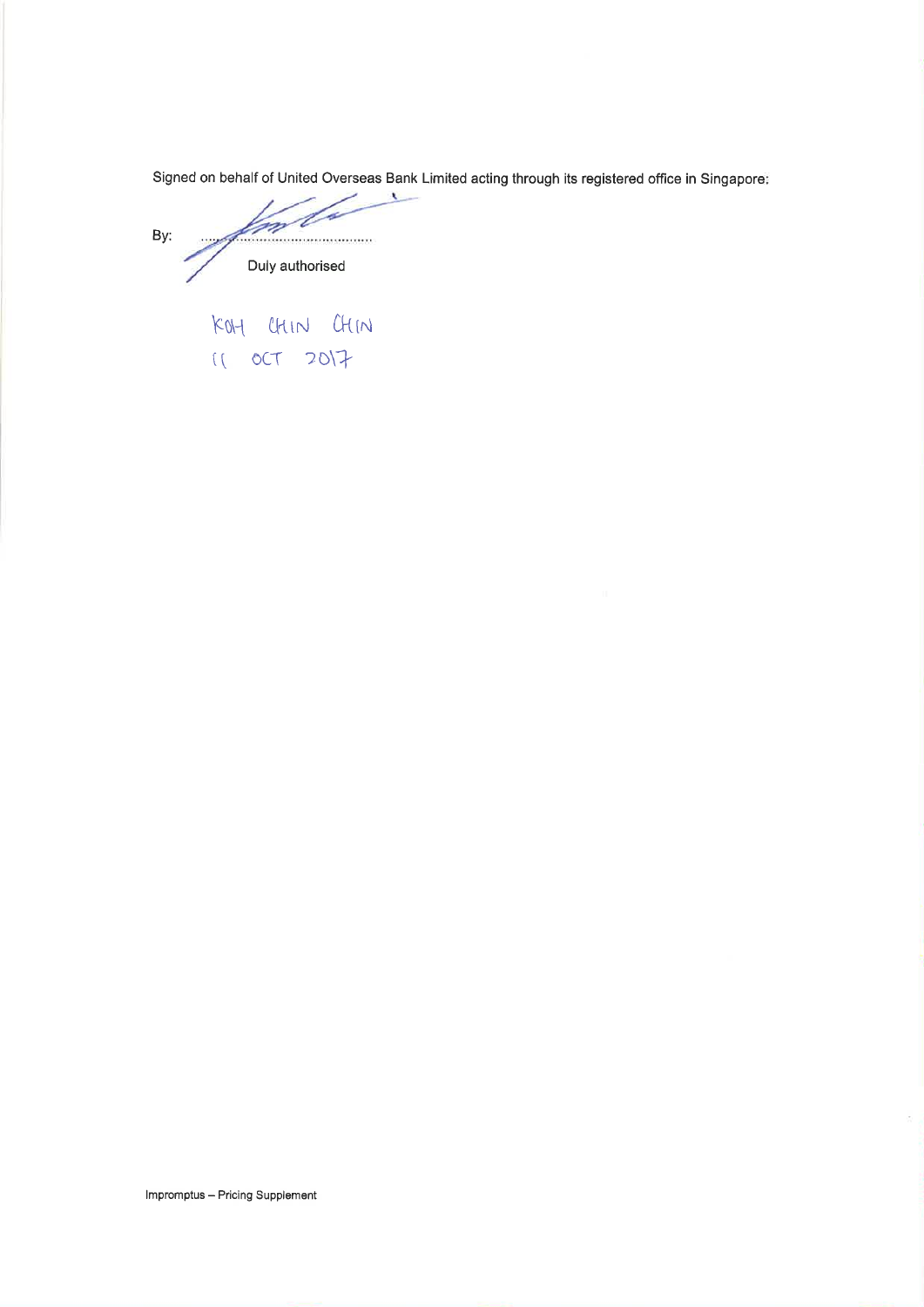Signed on behalf of United Overseas Bank Limited acting through its registered office in Singapore:

By: ....................................

Duly authorised

KOH CHIN CHIN

11 OCT 2017

Impromptus – Pricing Supplement